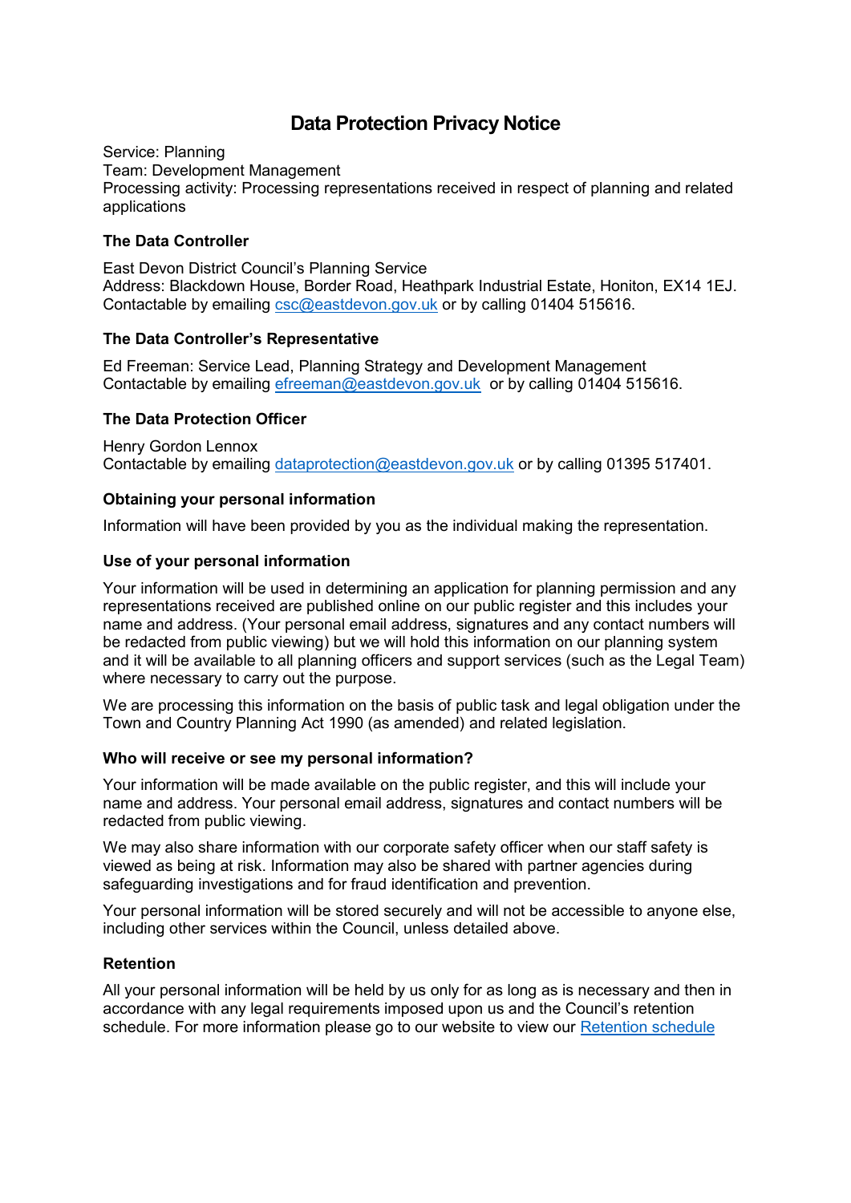# Data Protection Privacy Notice

Service: Planning
Team: Development Management
Processing activity: Processing representations received in respect of planning and related applications

### The Data Controller

East Devon District Council's Planning Service
Address: Blackdown House, Border Road, Heathpark Industrial Estate, Honiton, EX14 1EJ.
Contactable by emailing csc@eastdevon.gov.uk or by calling 01404 515616.

### The Data Controller's Representative

Ed Freeman: Service Lead, Planning Strategy and Development Management
Contactable by emailing efreeman@eastdevon.gov.uk or by calling 01404 515616.

### The Data Protection Officer

Henry Gordon Lennox
Contactable by emailing dataprotection@eastdevon.gov.uk or by calling 01395 517401.

### Obtaining your personal information

Information will have been provided by you as the individual making the representation.

### Use of your personal information

Your information will be used in determining an application for planning permission and any representations received are published online on our public register and this includes your name and address. (Your personal email address, signatures and any contact numbers will be redacted from public viewing) but we will hold this information on our planning system and it will be available to all planning officers and support services (such as the Legal Team) where necessary to carry out the purpose.

We are processing this information on the basis of public task and legal obligation under the Town and Country Planning Act 1990 (as amended) and related legislation.

### Who will receive or see my personal information?

Your information will be made available on the public register, and this will include your name and address. Your personal email address, signatures and contact numbers will be redacted from public viewing.

We may also share information with our corporate safety officer when our staff safety is viewed as being at risk. Information may also be shared with partner agencies during safeguarding investigations and for fraud identification and prevention.

Your personal information will be stored securely and will not be accessible to anyone else, including other services within the Council, unless detailed above.

### Retention

All your personal information will be held by us only for as long as is necessary and then in accordance with any legal requirements imposed upon us and the Council's retention schedule. For more information please go to our website to view our Retention schedule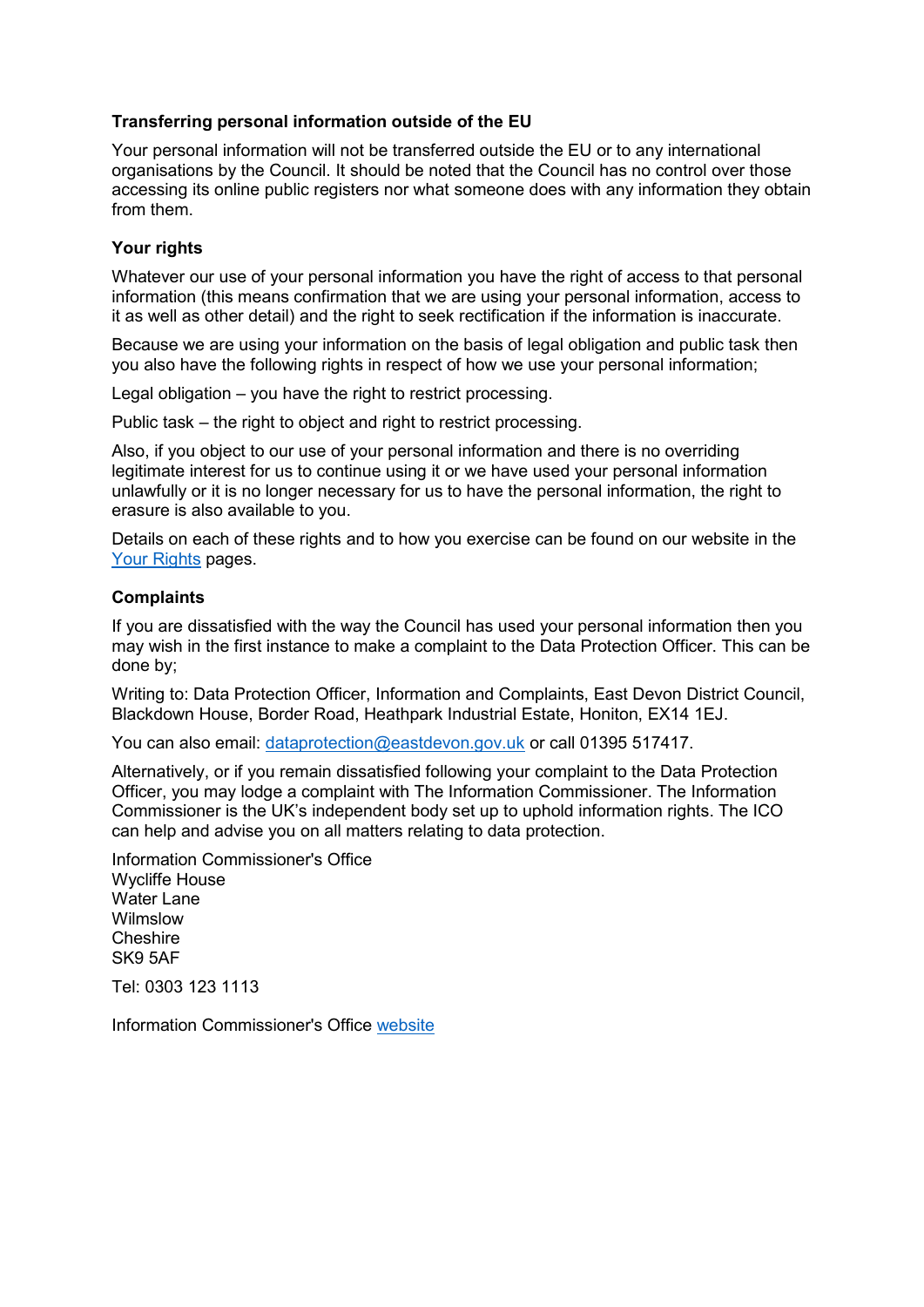### Transferring personal information outside of the EU

Your personal information will not be transferred outside the EU or to any international organisations by the Council. It should be noted that the Council has no control over those accessing its online public registers nor what someone does with any information they obtain from them.

### Your rights

Whatever our use of your personal information you have the right of access to that personal information (this means confirmation that we are using your personal information, access to it as well as other detail) and the right to seek rectification if the information is inaccurate.

Because we are using your information on the basis of legal obligation and public task then you also have the following rights in respect of how we use your personal information;

Legal obligation – you have the right to restrict processing.

Public task – the right to object and right to restrict processing.

Also, if you object to our use of your personal information and there is no overriding legitimate interest for us to continue using it or we have used your personal information unlawfully or it is no longer necessary for us to have the personal information, the right to erasure is also available to you.

Details on each of these rights and to how you exercise can be found on our website in the [Your Rights]() pages.

### Complaints

If you are dissatisfied with the way the Council has used your personal information then you may wish in the first instance to make a complaint to the Data Protection Officer. This can be done by;

Writing to: Data Protection Officer, Information and Complaints, East Devon District Council, Blackdown House, Border Road, Heathpark Industrial Estate, Honiton, EX14 1EJ.

You can also email: [dataprotection@eastdevon.gov.uk](mailto:dataprotection@eastdevon.gov.uk) or call 01395 517417.

Alternatively, or if you remain dissatisfied following your complaint to the Data Protection Officer, you may lodge a complaint with The Information Commissioner. The Information Commissioner is the UK's independent body set up to uphold information rights. The ICO can help and advise you on all matters relating to data protection.

Information Commissioner's Office
Wycliffe House
Water Lane
Wilmslow
Cheshire
SK9 5AF

Tel: 0303 123 1113

Information Commissioner's Office [website]()